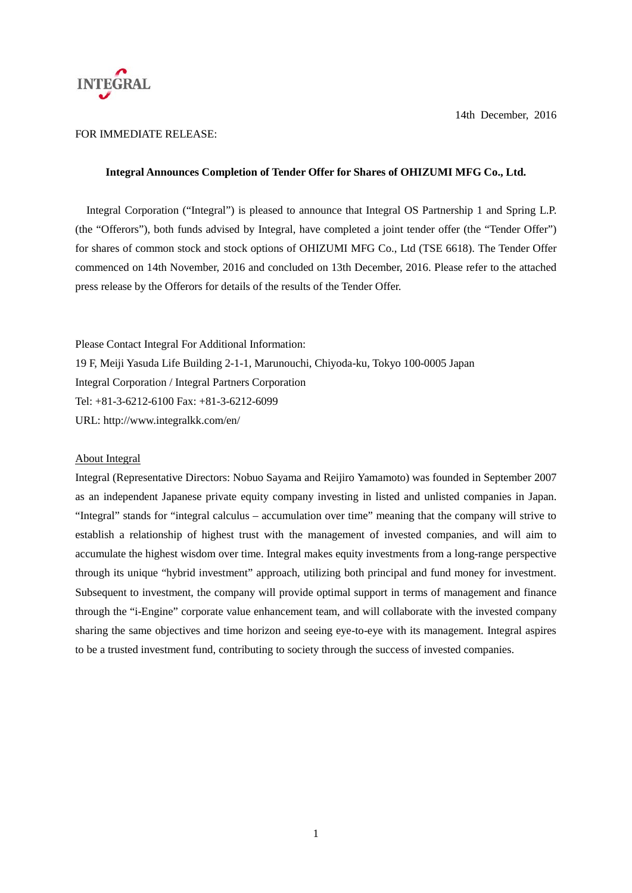INTEGRAL

14th December, 2016

FOR IMMEDIATE RELEASE:

**Integral Announces Completion of Tender Offer for Shares of OHIZUMI MFG Co., Ltd.**

Integral Corporation ("Integral") is pleased to announce that Integral OS Partnership 1 and Spring L.P. (the "Offerors"), both funds advised by Integral, have completed a joint tender offer (the "Tender Offer") for shares of common stock and stock options of OHIZUMI MFG Co., Ltd (TSE 6618). The Tender Offer commenced on 14th November, 2016 and concluded on 13th December, 2016. Please refer to the attached press release by the Offerors for details of the results of the Tender Offer.

Please Contact Integral For Additional Information:
19 F, Meiji Yasuda Life Building 2-1-1, Marunouchi, Chiyoda-ku, Tokyo 100-0005 Japan
Integral Corporation / Integral Partners Corporation
Tel: +81-3-6212-6100 Fax: +81-3-6212-6099
URL: http://www.integralkk.com/en/

About Integral

Integral (Representative Directors: Nobuo Sayama and Reijiro Yamamoto) was founded in September 2007 as an independent Japanese private equity company investing in listed and unlisted companies in Japan. "Integral" stands for "integral calculus – accumulation over time" meaning that the company will strive to establish a relationship of highest trust with the management of invested companies, and will aim to accumulate the highest wisdom over time. Integral makes equity investments from a long-range perspective through its unique "hybrid investment" approach, utilizing both principal and fund money for investment. Subsequent to investment, the company will provide optimal support in terms of management and finance through the "i-Engine" corporate value enhancement team, and will collaborate with the invested company sharing the same objectives and time horizon and seeing eye-to-eye with its management. Integral aspires to be a trusted investment fund, contributing to society through the success of invested companies.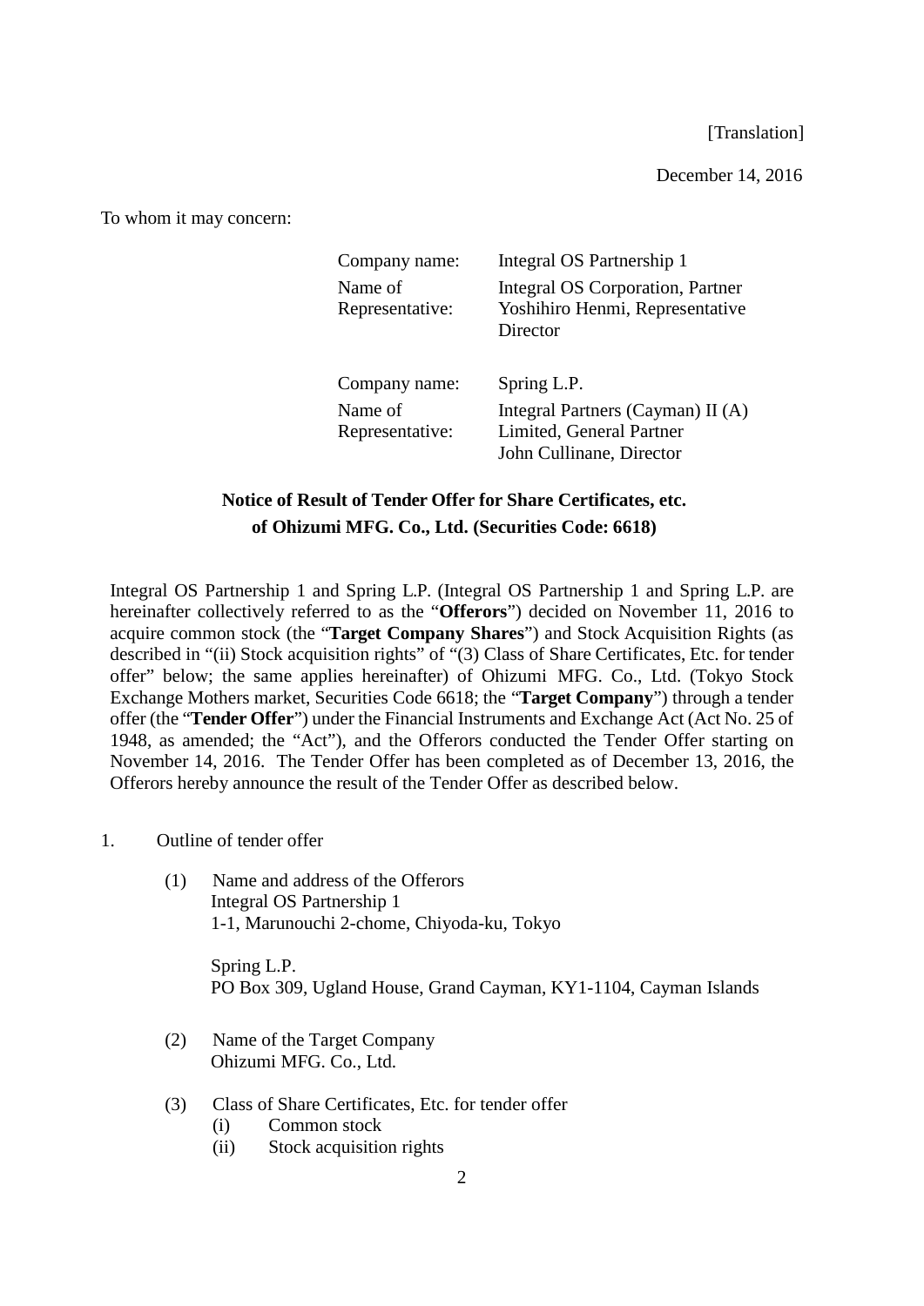[Translation]

December 14, 2016

To whom it may concern:

| | |
|---|---|
| Company name: | Integral OS Partnership 1 |
| Name of Representative: | Integral OS Corporation, Partner<br>Yoshihiro Henmi, Representative Director |
| Company name: | Spring L.P. |
| Name of Representative: | Integral Partners (Cayman) II (A) Limited, General Partner<br>John Cullinane, Director |

## Notice of Result of Tender Offer for Share Certificates, etc. of Ohizumi MFG. Co., Ltd. (Securities Code: 6618)

Integral OS Partnership 1 and Spring L.P. (Integral OS Partnership 1 and Spring L.P. are hereinafter collectively referred to as the "**Offerors**") decided on November 11, 2016 to acquire common stock (the "**Target Company Shares**") and Stock Acquisition Rights (as described in "(ii) Stock acquisition rights" of "(3) Class of Share Certificates, Etc. for tender offer" below; the same applies hereinafter) of Ohizumi MFG. Co., Ltd. (Tokyo Stock Exchange Mothers market, Securities Code 6618; the "**Target Company**") through a tender offer (the "**Tender Offer**") under the Financial Instruments and Exchange Act (Act No. 25 of 1948, as amended; the "Act"), and the Offerors conducted the Tender Offer starting on November 14, 2016. The Tender Offer has been completed as of December 13, 2016, the Offerors hereby announce the result of the Tender Offer as described below.

1. Outline of tender offer

   (1) Name and address of the Offerors
   Integral OS Partnership 1
   1-1, Marunouchi 2-chome, Chiyoda-ku, Tokyo

   Spring L.P.
   PO Box 309, Ugland House, Grand Cayman, KY1-1104, Cayman Islands

   (2) Name of the Target Company
   Ohizumi MFG. Co., Ltd.

   (3) Class of Share Certificates, Etc. for tender offer
   (i) Common stock
   (ii) Stock acquisition rights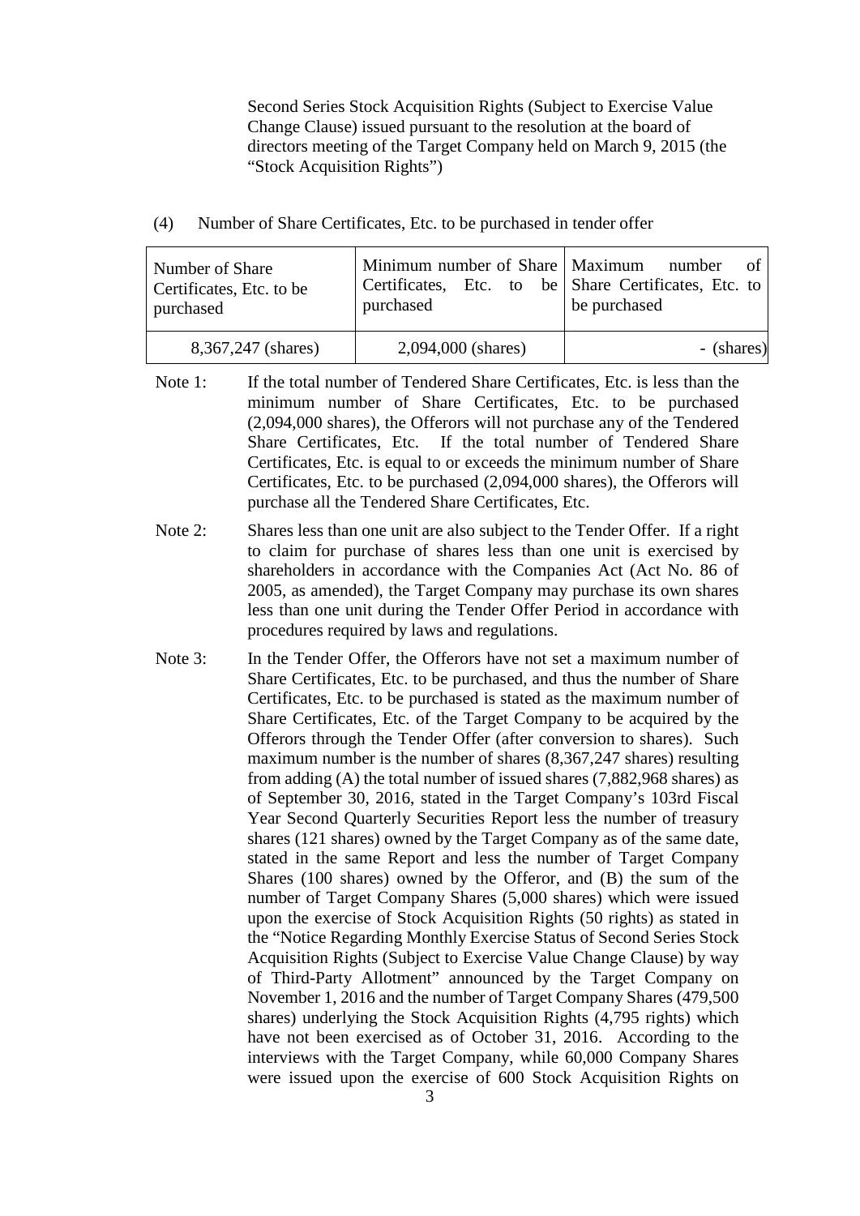Second Series Stock Acquisition Rights (Subject to Exercise Value Change Clause) issued pursuant to the resolution at the board of directors meeting of the Target Company held on March 9, 2015 (the "Stock Acquisition Rights")

(4) Number of Share Certificates, Etc. to be purchased in tender offer

| Number of Share Certificates, Etc. to be purchased | Minimum number of Share Certificates, Etc. to be purchased | Maximum number of Share Certificates, Etc. to be purchased |
|---|---|---|
| 8,367,247 (shares) | 2,094,000 (shares) | - (shares) |

Note 1: If the total number of Tendered Share Certificates, Etc. is less than the minimum number of Share Certificates, Etc. to be purchased (2,094,000 shares), the Offerors will not purchase any of the Tendered Share Certificates, Etc. If the total number of Tendered Share Certificates, Etc. is equal to or exceeds the minimum number of Share Certificates, Etc. to be purchased (2,094,000 shares), the Offerors will purchase all the Tendered Share Certificates, Etc.

Note 2: Shares less than one unit are also subject to the Tender Offer. If a right to claim for purchase of shares less than one unit is exercised by shareholders in accordance with the Companies Act (Act No. 86 of 2005, as amended), the Target Company may purchase its own shares less than one unit during the Tender Offer Period in accordance with procedures required by laws and regulations.

Note 3: In the Tender Offer, the Offerors have not set a maximum number of Share Certificates, Etc. to be purchased, and thus the number of Share Certificates, Etc. to be purchased is stated as the maximum number of Share Certificates, Etc. of the Target Company to be acquired by the Offerors through the Tender Offer (after conversion to shares). Such maximum number is the number of shares (8,367,247 shares) resulting from adding (A) the total number of issued shares (7,882,968 shares) as of September 30, 2016, stated in the Target Company's 103rd Fiscal Year Second Quarterly Securities Report less the number of treasury shares (121 shares) owned by the Target Company as of the same date, stated in the same Report and less the number of Target Company Shares (100 shares) owned by the Offeror, and (B) the sum of the number of Target Company Shares (5,000 shares) which were issued upon the exercise of Stock Acquisition Rights (50 rights) as stated in the "Notice Regarding Monthly Exercise Status of Second Series Stock Acquisition Rights (Subject to Exercise Value Change Clause) by way of Third-Party Allotment" announced by the Target Company on November 1, 2016 and the number of Target Company Shares (479,500 shares) underlying the Stock Acquisition Rights (4,795 rights) which have not been exercised as of October 31, 2016. According to the interviews with the Target Company, while 60,000 Company Shares were issued upon the exercise of 600 Stock Acquisition Rights on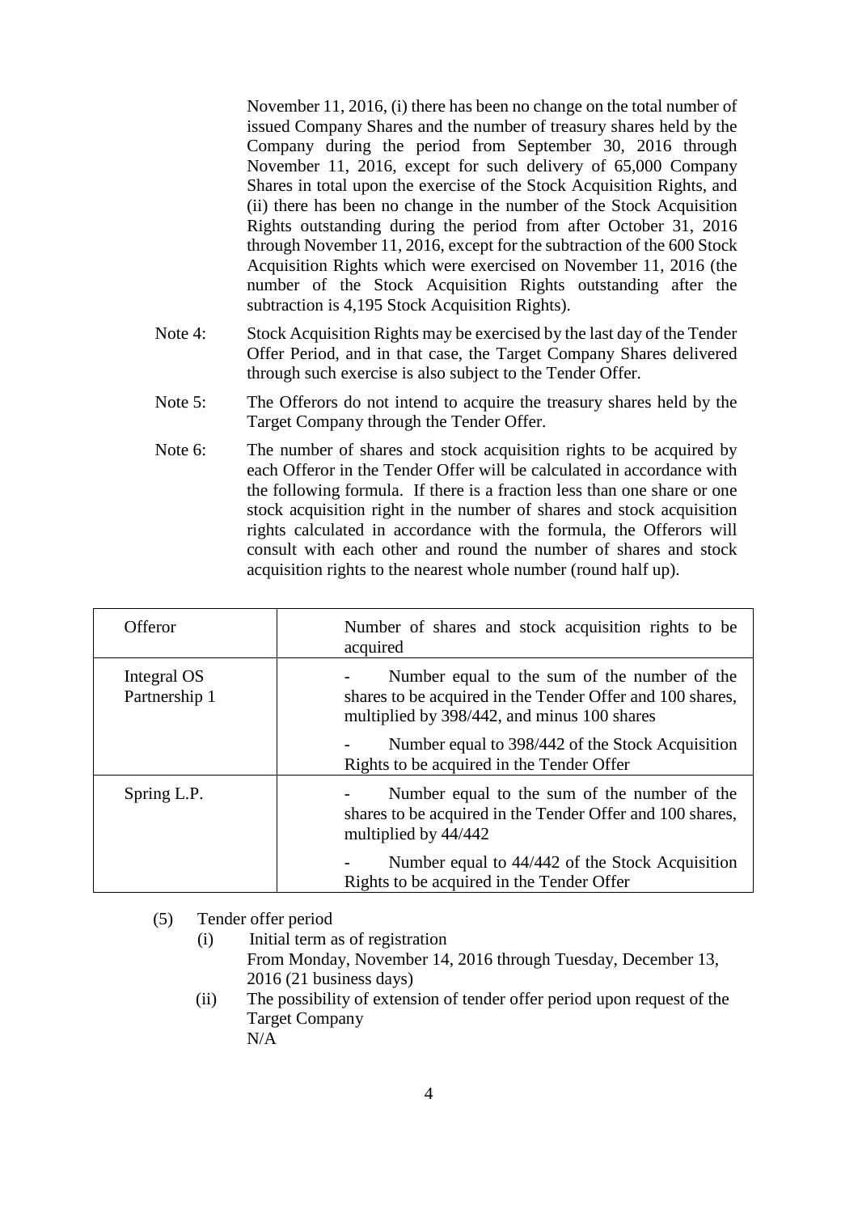November 11, 2016, (i) there has been no change on the total number of issued Company Shares and the number of treasury shares held by the Company during the period from September 30, 2016 through November 11, 2016, except for such delivery of 65,000 Company Shares in total upon the exercise of the Stock Acquisition Rights, and (ii) there has been no change in the number of the Stock Acquisition Rights outstanding during the period from after October 31, 2016 through November 11, 2016, except for the subtraction of the 600 Stock Acquisition Rights which were exercised on November 11, 2016 (the number of the Stock Acquisition Rights outstanding after the subtraction is 4,195 Stock Acquisition Rights).

Note 4: Stock Acquisition Rights may be exercised by the last day of the Tender Offer Period, and in that case, the Target Company Shares delivered through such exercise is also subject to the Tender Offer.

Note 5: The Offerors do not intend to acquire the treasury shares held by the Target Company through the Tender Offer.

Note 6: The number of shares and stock acquisition rights to be acquired by each Offeror in the Tender Offer will be calculated in accordance with the following formula. If there is a fraction less than one share or one stock acquisition right in the number of shares and stock acquisition rights calculated in accordance with the formula, the Offerors will consult with each other and round the number of shares and stock acquisition rights to the nearest whole number (round half up).

| Offeror | Number of shares and stock acquisition rights to be acquired |
|---|---|
| Integral OS Partnership 1 | - Number equal to the sum of the number of the shares to be acquired in the Tender Offer and 100 shares, multiplied by 398/442, and minus 100 shares<br>- Number equal to 398/442 of the Stock Acquisition Rights to be acquired in the Tender Offer |
| Spring L.P. | - Number equal to the sum of the number of the shares to be acquired in the Tender Offer and 100 shares, multiplied by 44/442<br>- Number equal to 44/442 of the Stock Acquisition Rights to be acquired in the Tender Offer |

(5) Tender offer period

(i) Initial term as of registration
From Monday, November 14, 2016 through Tuesday, December 13, 2016 (21 business days)

(ii) The possibility of extension of tender offer period upon request of the Target Company
N/A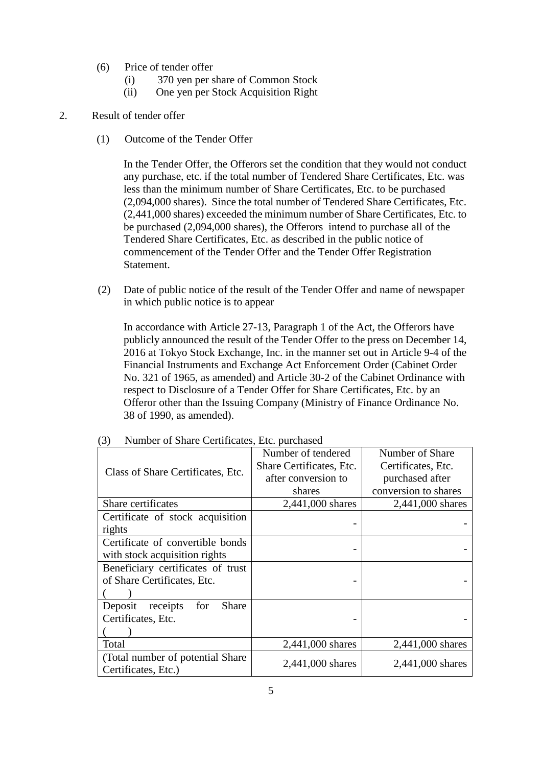(6) Price of tender offer

(i) 370 yen per share of Common Stock

(ii) One yen per Stock Acquisition Right

2. Result of tender offer

(1) Outcome of the Tender Offer

In the Tender Offer, the Offerors set the condition that they would not conduct any purchase, etc. if the total number of Tendered Share Certificates, Etc. was less than the minimum number of Share Certificates, Etc. to be purchased (2,094,000 shares). Since the total number of Tendered Share Certificates, Etc. (2,441,000 shares) exceeded the minimum number of Share Certificates, Etc. to be purchased (2,094,000 shares), the Offerors intend to purchase all of the Tendered Share Certificates, Etc. as described in the public notice of commencement of the Tender Offer and the Tender Offer Registration Statement.

(2) Date of public notice of the result of the Tender Offer and name of newspaper in which public notice is to appear

In accordance with Article 27-13, Paragraph 1 of the Act, the Offerors have publicly announced the result of the Tender Offer to the press on December 14, 2016 at Tokyo Stock Exchange, Inc. in the manner set out in Article 9-4 of the Financial Instruments and Exchange Act Enforcement Order (Cabinet Order No. 321 of 1965, as amended) and Article 30-2 of the Cabinet Ordinance with respect to Disclosure of a Tender Offer for Share Certificates, Etc. by an Offeror other than the Issuing Company (Ministry of Finance Ordinance No. 38 of 1990, as amended).

(3) Number of Share Certificates, Etc. purchased

| Class of Share Certificates, Etc. | Number of tendered Share Certificates, Etc. after conversion to shares | Number of Share Certificates, Etc. purchased after conversion to shares |
|---|---|---|
| Share certificates | 2,441,000 shares | 2,441,000 shares |
| Certificate of stock acquisition rights | - | - |
| Certificate of convertible bonds with stock acquisition rights | - | - |
| Beneficiary certificates of trust of Share Certificates, Etc. ( ) | - | - |
| Deposit receipts for Share Certificates, Etc. ( ) | - | - |
| Total | 2,441,000 shares | 2,441,000 shares |
| (Total number of potential Share Certificates, Etc.) | 2,441,000 shares | 2,441,000 shares |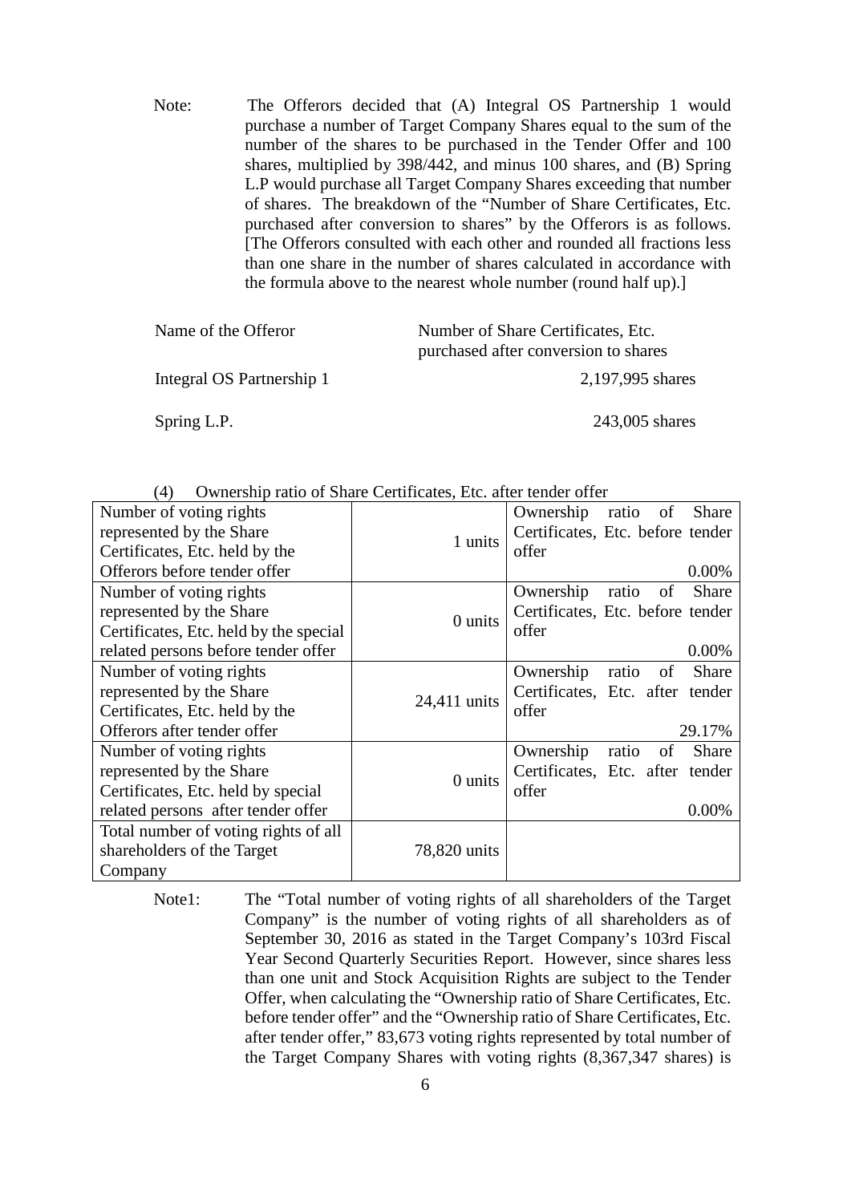Note: The Offerors decided that (A) Integral OS Partnership 1 would purchase a number of Target Company Shares equal to the sum of the number of the shares to be purchased in the Tender Offer and 100 shares, multiplied by 398/442, and minus 100 shares, and (B) Spring L.P would purchase all Target Company Shares exceeding that number of shares. The breakdown of the "Number of Share Certificates, Etc. purchased after conversion to shares" by the Offerors is as follows. [The Offerors consulted with each other and rounded all fractions less than one share in the number of shares calculated in accordance with the formula above to the nearest whole number (round half up).]

| Name of the Offeror | Number of Share Certificates, Etc. purchased after conversion to shares |
|---|---|
| Integral OS Partnership 1 | 2,197,995 shares |
| Spring L.P. | 243,005 shares |

(4) Ownership ratio of Share Certificates, Etc. after tender offer

| Number of voting rights represented by the Share Certificates, Etc. held by the Offerors before tender offer | 1 units | Ownership ratio of Share Certificates, Etc. before tender offer 0.00% |
|---|---|---|
| Number of voting rights represented by the Share Certificates, Etc. held by the special related persons before tender offer | 0 units | Ownership ratio of Share Certificates, Etc. before tender offer 0.00% |
| Number of voting rights represented by the Share Certificates, Etc. held by the Offerors after tender offer | 24,411 units | Ownership ratio of Share Certificates, Etc. after tender offer 29.17% |
| Number of voting rights represented by the Share Certificates, Etc. held by special related persons after tender offer | 0 units | Ownership ratio of Share Certificates, Etc. after tender offer 0.00% |
| Total number of voting rights of all shareholders of the Target Company | 78,820 units | |

Note1: The "Total number of voting rights of all shareholders of the Target Company" is the number of voting rights of all shareholders as of September 30, 2016 as stated in the Target Company's 103rd Fiscal Year Second Quarterly Securities Report. However, since shares less than one unit and Stock Acquisition Rights are subject to the Tender Offer, when calculating the "Ownership ratio of Share Certificates, Etc. before tender offer" and the "Ownership ratio of Share Certificates, Etc. after tender offer," 83,673 voting rights represented by total number of the Target Company Shares with voting rights (8,367,347 shares) is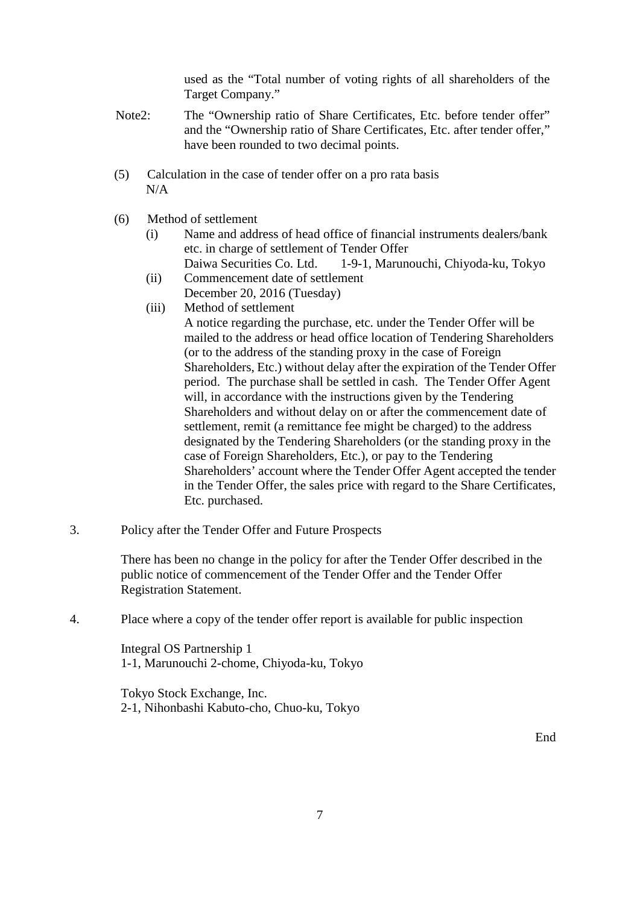used as the "Total number of voting rights of all shareholders of the Target Company."

Note2: The "Ownership ratio of Share Certificates, Etc. before tender offer" and the "Ownership ratio of Share Certificates, Etc. after tender offer," have been rounded to two decimal points.

(5) Calculation in the case of tender offer on a pro rata basis

N/A

(6) Method of settlement

(i) Name and address of head office of financial instruments dealers/bank etc. in charge of settlement of Tender Offer

Daiwa Securities Co. Ltd. 1-9-1, Marunouchi, Chiyoda-ku, Tokyo

(ii) Commencement date of settlement

December 20, 2016 (Tuesday)

(iii) Method of settlement

A notice regarding the purchase, etc. under the Tender Offer will be mailed to the address or head office location of Tendering Shareholders (or to the address of the standing proxy in the case of Foreign Shareholders, Etc.) without delay after the expiration of the Tender Offer period. The purchase shall be settled in cash. The Tender Offer Agent will, in accordance with the instructions given by the Tendering Shareholders and without delay on or after the commencement date of settlement, remit (a remittance fee might be charged) to the address designated by the Tendering Shareholders (or the standing proxy in the case of Foreign Shareholders, Etc.), or pay to the Tendering Shareholders' account where the Tender Offer Agent accepted the tender in the Tender Offer, the sales price with regard to the Share Certificates, Etc. purchased.

3. Policy after the Tender Offer and Future Prospects

There has been no change in the policy for after the Tender Offer described in the public notice of commencement of the Tender Offer and the Tender Offer Registration Statement.

4. Place where a copy of the tender offer report is available for public inspection

Integral OS Partnership 1
1-1, Marunouchi 2-chome, Chiyoda-ku, Tokyo

Tokyo Stock Exchange, Inc.
2-1, Nihonbashi Kabuto-cho, Chuo-ku, Tokyo

End